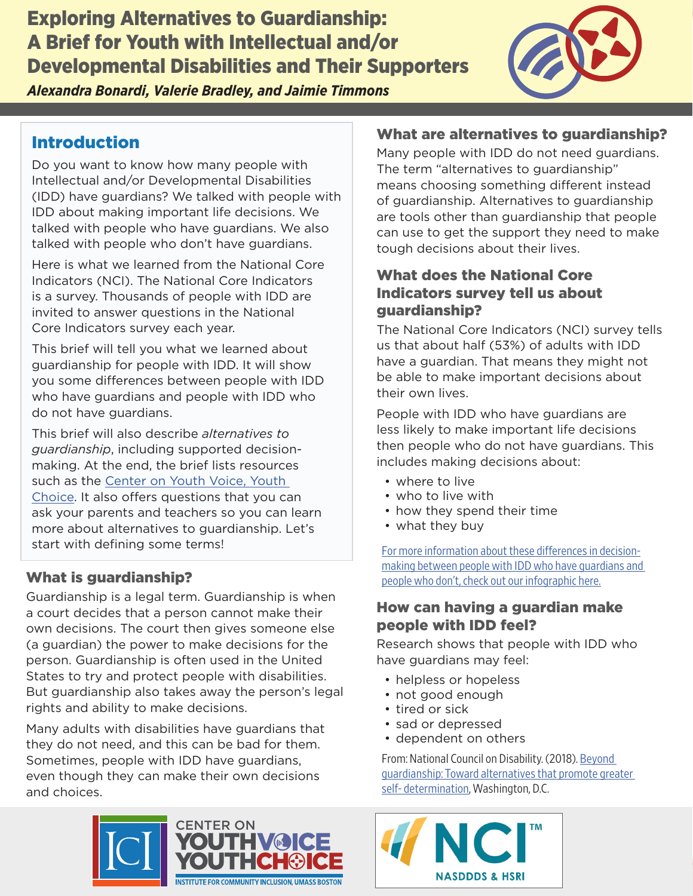# Exploring Alternatives to Guardianship: A Brief for Youth with Intellectual and/or Developmental Disabilities and Their Supporters

***Alexandra Bonardi, Valerie Bradley, and Jaimie Timmons***

## Introduction

Do you want to know how many people with Intellectual and/or Developmental Disabilities (IDD) have guardians? We talked with people with IDD about making important life decisions. We talked with people who have guardians. We also talked with people who don't have guardians.

Here is what we learned from the National Core Indicators (NCI). The National Core Indicators is a survey. Thousands of people with IDD are invited to answer questions in the National Core Indicators survey each year.

This brief will tell you what we learned about guardianship for people with IDD. It will show you some differences between people with IDD who have guardians and people with IDD who do not have guardians.

This brief will also describe *alternatives to guardianship*, including supported decision-making. At the end, the brief lists resources such as the Center on Youth Voice, Youth Choice. It also offers questions that you can ask your parents and teachers so you can learn more about alternatives to guardianship. Let's start with defining some terms!

### What is guardianship?

Guardianship is a legal term. Guardianship is when a court decides that a person cannot make their own decisions. The court then gives someone else (a guardian) the power to make decisions for the person. Guardianship is often used in the United States to try and protect people with disabilities. But guardianship also takes away the person's legal rights and ability to make decisions.

Many adults with disabilities have guardians that they do not need, and this can be bad for them. Sometimes, people with IDD have guardians, even though they can make their own decisions and choices.

### What are alternatives to guardianship?

Many people with IDD do not need guardians. The term "alternatives to guardianship" means choosing something different instead of guardianship. Alternatives to guardianship are tools other than guardianship that people can use to get the support they need to make tough decisions about their lives.

### What does the National Core Indicators survey tell us about guardianship?

The National Core Indicators (NCI) survey tells us that about half (53%) of adults with IDD have a guardian. That means they might not be able to make important decisions about their own lives.

People with IDD who have guardians are less likely to make important life decisions then people who do not have guardians. This includes making decisions about:

- where to live
- who to live with
- how they spend their time
- what they buy

For more information about these differences in decision-making between people with IDD who have guardians and people who don't, check out our infographic here.

### How can having a guardian make people with IDD feel?

Research shows that people with IDD who have guardians may feel:

- helpless or hopeless
- not good enough
- tired or sick
- sad or depressed
- dependent on others

From: National Council on Disability. (2018). Beyond guardianship: Toward alternatives that promote greater self- determination, Washington, D.C.

ICI | CENTER ON YOUTH VOICE YOUTH CHOICE | INSTITUTE FOR COMMUNITY INCLUSION, UMASS BOSTON

NCI™ NASDDDS & HSRI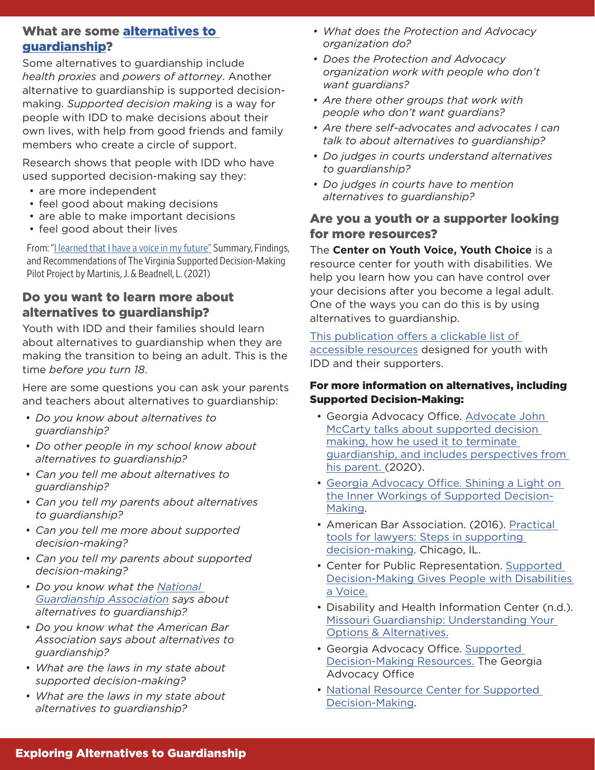## What are some alternatives to guardianship?

Some alternatives to guardianship include *health proxies* and *powers of attorney*. Another alternative to guardianship is supported decision-making. *Supported decision making* is a way for people with IDD to make decisions about their own lives, with help from good friends and family members who create a circle of support.

Research shows that people with IDD who have used supported decision-making say they:

- are more independent
- feel good about making decisions
- are able to make important decisions
- feel good about their lives

From: "I learned that I have a voice in my future" Summary, Findings, and Recommendations of The Virginia Supported Decision-Making Pilot Project by Martinis, J. & Beadnell, L. (2021)

## Do you want to learn more about alternatives to guardianship?

Youth with IDD and their families should learn about alternatives to guardianship when they are making the transition to being an adult. This is the time *before you turn 18*.

Here are some questions you can ask your parents and teachers about alternatives to guardianship:

- *Do you know about alternatives to guardianship?*
- *Do other people in my school know about alternatives to guardianship?*
- *Can you tell me about alternatives to guardianship?*
- *Can you tell my parents about alternatives to guardianship?*
- *Can you tell me more about supported decision-making?*
- *Can you tell my parents about supported decision-making?*
- *Do you know what the National Guardianship Association says about alternatives to guardianship?*
- *Do you know what the American Bar Association says about alternatives to guardianship?*
- *What are the laws in my state about supported decision-making?*
- *What are the laws in my state about alternatives to guardianship?*
- *What does the Protection and Advocacy organization do?*
- *Does the Protection and Advocacy organization work with people who don't want guardians?*
- *Are there other groups that work with people who don't want guardians?*
- *Are there self-advocates and advocates I can talk to about alternatives to guardianship?*
- *Do judges in courts understand alternatives to guardianship?*
- *Do judges in courts have to mention alternatives to guardianship?*

## Are you a youth or a supporter looking for more resources?

The **Center on Youth Voice, Youth Choice** is a resource center for youth with disabilities. We help you learn how you can have control over your decisions after you become a legal adult. One of the ways you can do this is by using alternatives to guardianship.

This publication offers a clickable list of accessible resources designed for youth with IDD and their supporters.

### For more information on alternatives, including Supported Decision-Making:

- Georgia Advocacy Office. Advocate John McCarty talks about supported decision making, how he used it to terminate guardianship, and includes perspectives from his parent. (2020).
- Georgia Advocacy Office. Shining a Light on the Inner Workings of Supported Decision-Making.
- American Bar Association. (2016). Practical tools for lawyers: Steps in supporting decision-making. Chicago, IL.
- Center for Public Representation. Supported Decision-Making Gives People with Disabilities a Voice.
- Disability and Health Information Center (n.d.). Missouri Guardianship: Understanding Your Options & Alternatives.
- Georgia Advocacy Office. Supported Decision-Making Resources. The Georgia Advocacy Office
- National Resource Center for Supported Decision-Making.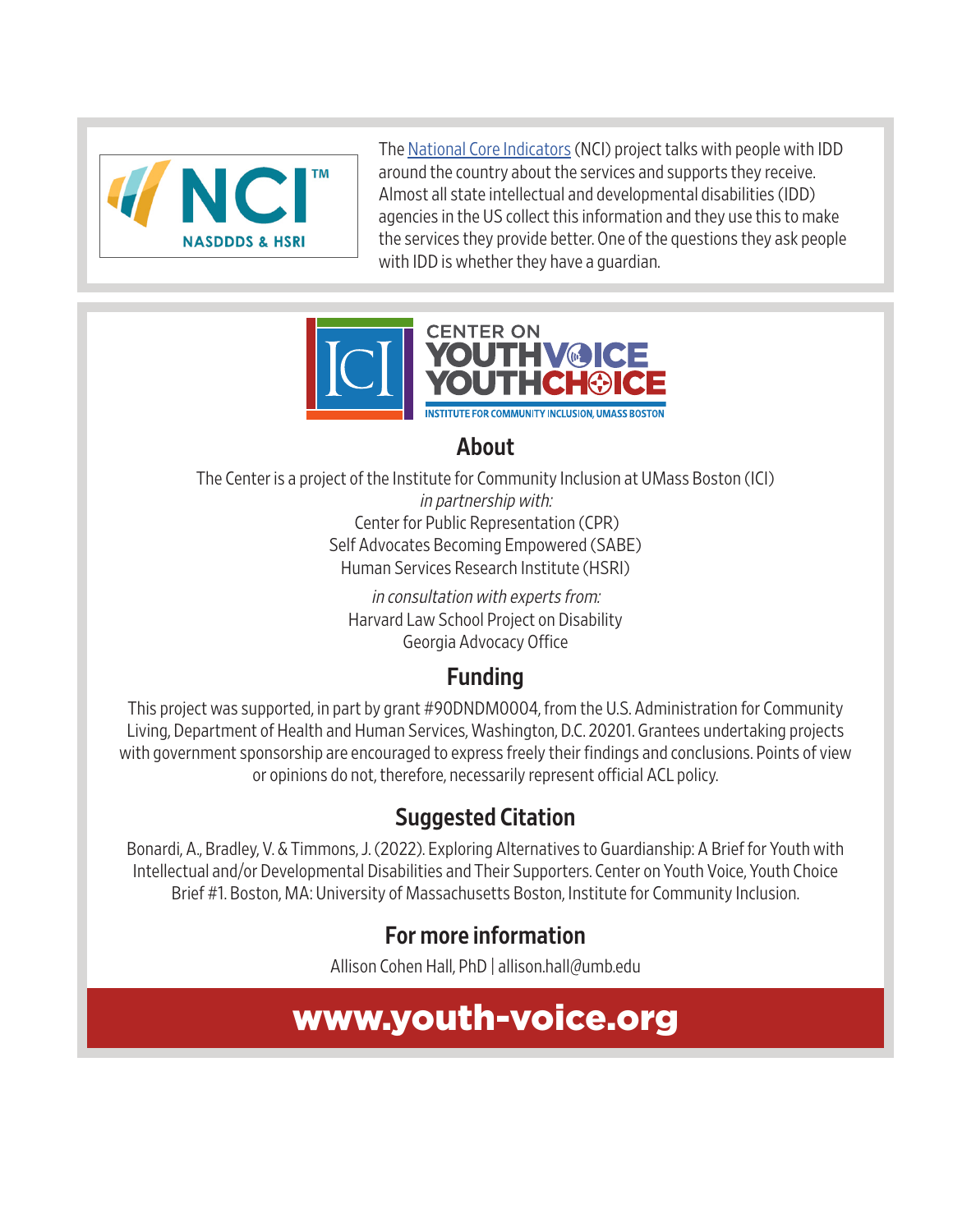The [National Core Indicators](https://www.nationalcoreindicators.org) (NCI) project talks with people with IDD around the country about the services and supports they receive. Almost all state intellectual and developmental disabilities (IDD) agencies in the US collect this information and they use this to make the services they provide better. One of the questions they ask people with IDD is whether they have a guardian.

## About

The Center is a project of the Institute for Community Inclusion at UMass Boston (ICI)

*in partnership with:*

Center for Public Representation (CPR)

Self Advocates Becoming Empowered (SABE)

Human Services Research Institute (HSRI)

*in consultation with experts from:*

Harvard Law School Project on Disability

Georgia Advocacy Office

## Funding

This project was supported, in part by grant #90DNDM0004, from the U.S. Administration for Community Living, Department of Health and Human Services, Washington, D.C. 20201. Grantees undertaking projects with government sponsorship are encouraged to express freely their findings and conclusions. Points of view or opinions do not, therefore, necessarily represent official ACL policy.

## Suggested Citation

Bonardi, A., Bradley, V. & Timmons, J. (2022). Exploring Alternatives to Guardianship: A Brief for Youth with Intellectual and/or Developmental Disabilities and Their Supporters. Center on Youth Voice, Youth Choice Brief #1. Boston, MA: University of Massachusetts Boston, Institute for Community Inclusion.

## For more information

Allison Cohen Hall, PhD | allison.hall@umb.edu

**www.youth-voice.org**